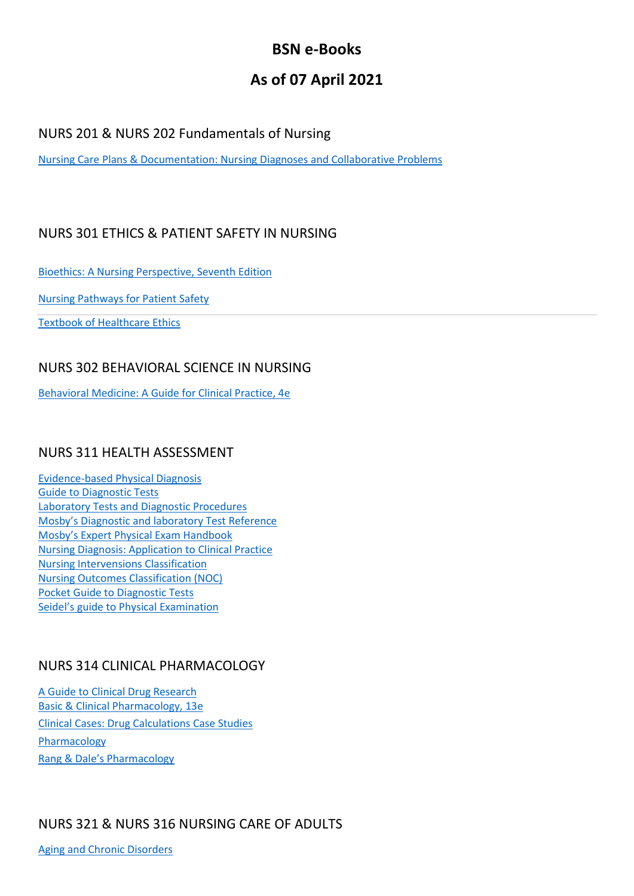# BSN e-Books

## As of 07 April 2021

### NURS 201 & NURS 202 Fundamentals of Nursing

Nursing Care Plans & Documentation: Nursing Diagnoses and Collaborative Problems

### NURS 301 ETHICS & PATIENT SAFETY IN NURSING

Bioethics: A Nursing Perspective, Seventh Edition

Nursing Pathways for Patient Safety

Textbook of Healthcare Ethics

### NURS 302 BEHAVIORAL SCIENCE IN NURSING

Behavioral Medicine: A Guide for Clinical Practice, 4e

### NURS 311 HEALTH ASSESSMENT

Evidence-based Physical Diagnosis
Guide to Diagnostic Tests
Laboratory Tests and Diagnostic Procedures
Mosby's Diagnostic and laboratory Test Reference
Mosby's Expert Physical Exam Handbook
Nursing Diagnosis: Application to Clinical Practice
Nursing Interventions Classification
Nursing Outcomes Classification (NOC)
Pocket Guide to Diagnostic Tests
Seidel's guide to Physical Examination

### NURS 314 CLINICAL PHARMACOLOGY

A Guide to Clinical Drug Research
Basic & Clinical Pharmacology, 13e

Clinical Cases: Drug Calculations Case Studies

Pharmacology

Rang & Dale's Pharmacology

### NURS 321 & NURS 316 NURSING CARE OF ADULTS

Aging and Chronic Disorders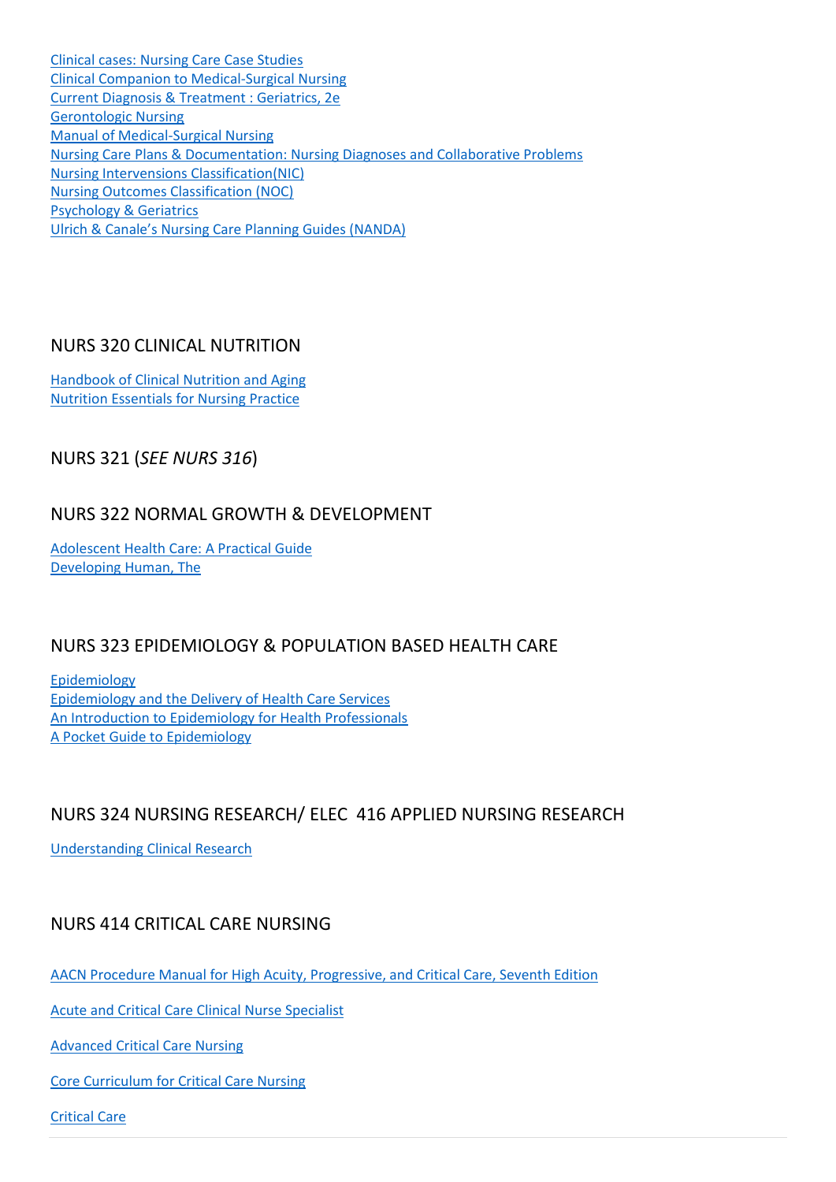Clinical cases: Nursing Care Case Studies
Clinical Companion to Medical-Surgical Nursing
Current Diagnosis & Treatment : Geriatrics, 2e
Gerontologic Nursing
Manual of Medical-Surgical Nursing
Nursing Care Plans & Documentation: Nursing Diagnoses and Collaborative Problems
Nursing Intervensions Classification(NIC)
Nursing Outcomes Classification (NOC)
Psychology & Geriatrics
Ulrich & Canale's Nursing Care Planning Guides (NANDA)

## NURS 320 CLINICAL NUTRITION

Handbook of Clinical Nutrition and Aging
Nutrition Essentials for Nursing Practice

## NURS 321 (*SEE NURS 316*)

## NURS 322 NORMAL GROWTH & DEVELOPMENT

Adolescent Health Care: A Practical Guide
Developing Human, The

## NURS 323 EPIDEMIOLOGY & POPULATION BASED HEALTH CARE

Epidemiology
Epidemiology and the Delivery of Health Care Services
An Introduction to Epidemiology for Health Professionals
A Pocket Guide to Epidemiology

## NURS 324 NURSING RESEARCH/ ELEC 416 APPLIED NURSING RESEARCH

Understanding Clinical Research

## NURS 414 CRITICAL CARE NURSING

AACN Procedure Manual for High Acuity, Progressive, and Critical Care, Seventh Edition

Acute and Critical Care Clinical Nurse Specialist

Advanced Critical Care Nursing

Core Curriculum for Critical Care Nursing

Critical Care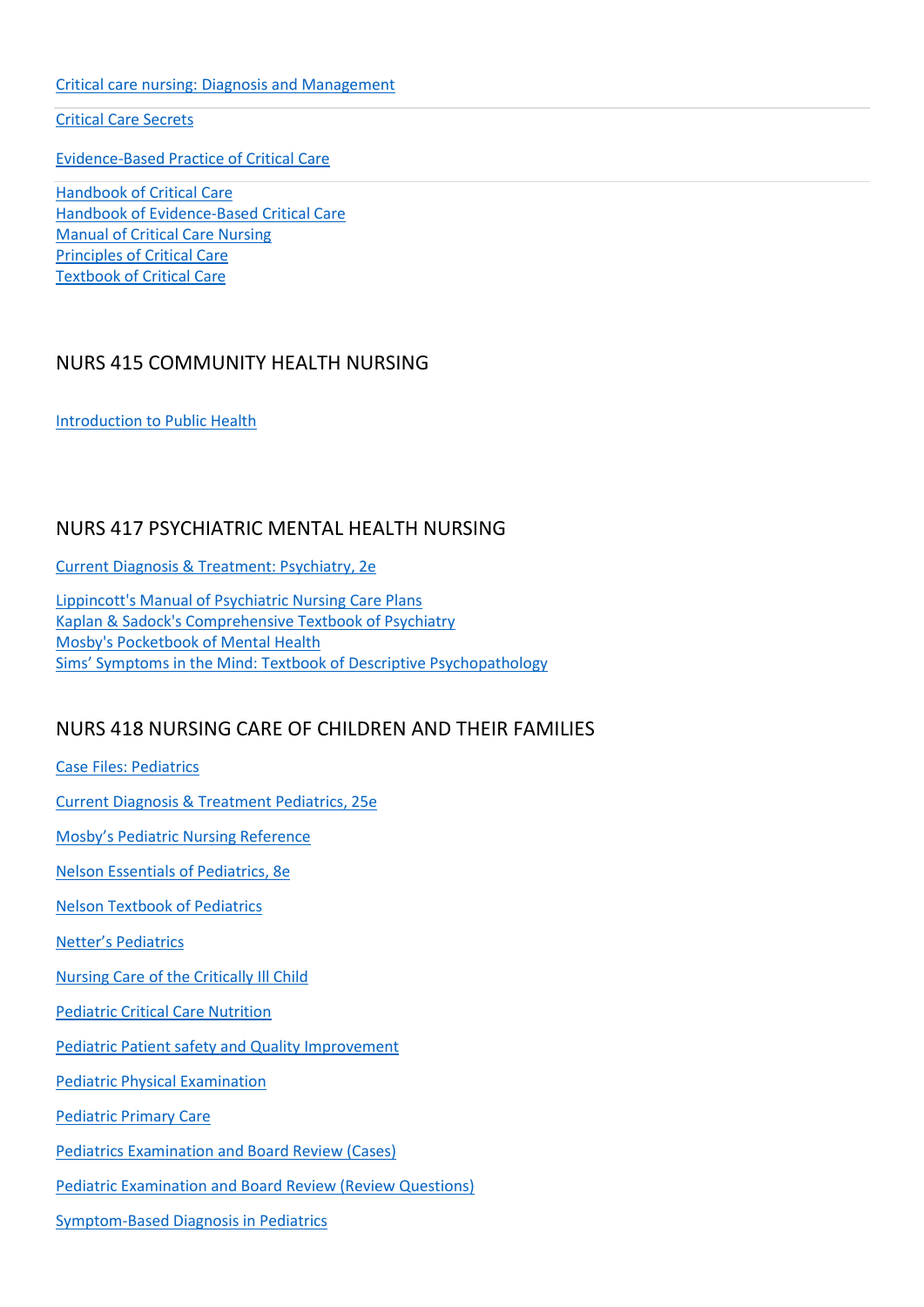[Critical care nursing: Diagnosis and Management]

[Critical Care Secrets]

[Evidence-Based Practice of Critical Care]

[Handbook of Critical Care]
[Handbook of Evidence-Based Critical Care]
[Manual of Critical Care Nursing]
[Principles of Critical Care]
[Textbook of Critical Care]

## NURS 415 COMMUNITY HEALTH NURSING

[Introduction to Public Health]

## NURS 417 PSYCHIATRIC MENTAL HEALTH NURSING

[Current Diagnosis & Treatment: Psychiatry, 2e]

[Lippincott's Manual of Psychiatric Nursing Care Plans]
[Kaplan & Sadock's Comprehensive Textbook of Psychiatry]
[Mosby's Pocketbook of Mental Health]
[Sims' Symptoms in the Mind: Textbook of Descriptive Psychopathology]

## NURS 418 NURSING CARE OF CHILDREN AND THEIR FAMILIES

[Case Files: Pediatrics]

[Current Diagnosis & Treatment Pediatrics, 25e]

[Mosby's Pediatric Nursing Reference]

[Nelson Essentials of Pediatrics, 8e]

[Nelson Textbook of Pediatrics]

[Netter's Pediatrics]

[Nursing Care of the Critically Ill Child]

[Pediatric Critical Care Nutrition]

[Pediatric Patient safety and Quality Improvement]

[Pediatric Physical Examination]

[Pediatric Primary Care]

[Pediatrics Examination and Board Review (Cases)]

[Pediatric Examination and Board Review (Review Questions)]

[Symptom-Based Diagnosis in Pediatrics]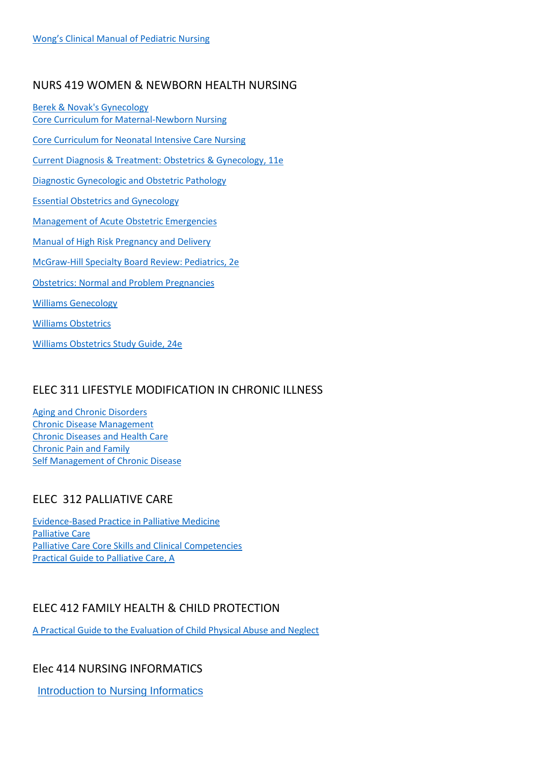Wong's Clinical Manual of Pediatric Nursing

## NURS 419 WOMEN & NEWBORN HEALTH NURSING

Berek & Novak's Gynecology
Core Curriculum for Maternal-Newborn Nursing

Core Curriculum for Neonatal Intensive Care Nursing

Current Diagnosis & Treatment: Obstetrics & Gynecology, 11e

Diagnostic Gynecologic and Obstetric Pathology

Essential Obstetrics and Gynecology

Management of Acute Obstetric Emergencies

Manual of High Risk Pregnancy and Delivery

McGraw-Hill Specialty Board Review: Pediatrics, 2e

Obstetrics: Normal and Problem Pregnancies

Williams Genecology

Williams Obstetrics

Williams Obstetrics Study Guide, 24e

## ELEC 311 LIFESTYLE MODIFICATION IN CHRONIC ILLNESS

Aging and Chronic Disorders
Chronic Disease Management
Chronic Diseases and Health Care
Chronic Pain and Family
Self Management of Chronic Disease

## ELEC 312 PALLIATIVE CARE

Evidence-Based Practice in Palliative Medicine
Palliative Care
Palliative Care Core Skills and Clinical Competencies
Practical Guide to Palliative Care, A

## ELEC 412 FAMILY HEALTH & CHILD PROTECTION

A Practical Guide to the Evaluation of Child Physical Abuse and Neglect

## Elec 414 NURSING INFORMATICS

Introduction to Nursing Informatics